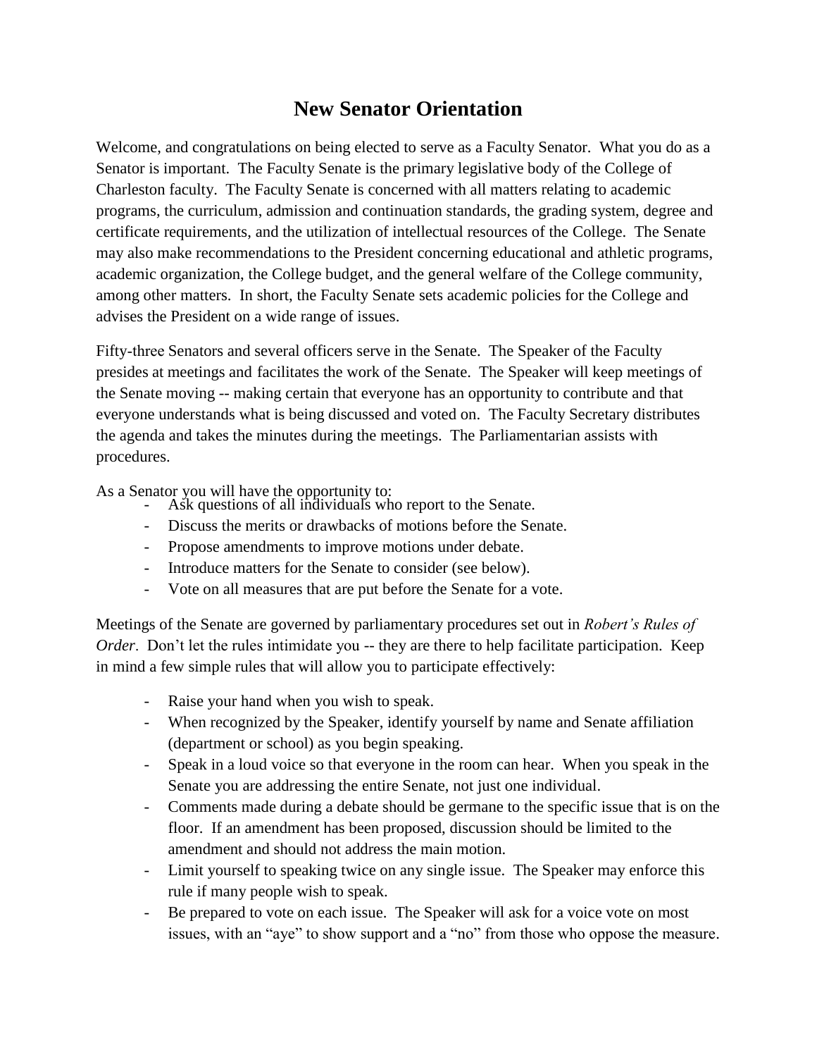# New Senator Orientation

Welcome, and congratulations on being elected to serve as a Faculty Senator. What you do as a Senator is important. The Faculty Senate is the primary legislative body of the College of Charleston faculty. The Faculty Senate is concerned with all matters relating to academic programs, the curriculum, admission and continuation standards, the grading system, degree and certificate requirements, and the utilization of intellectual resources of the College. The Senate may also make recommendations to the President concerning educational and athletic programs, academic organization, the College budget, and the general welfare of the College community, among other matters. In short, the Faculty Senate sets academic policies for the College and advises the President on a wide range of issues.

Fifty-three Senators and several officers serve in the Senate. The Speaker of the Faculty presides at meetings and facilitates the work of the Senate. The Speaker will keep meetings of the Senate moving -- making certain that everyone has an opportunity to contribute and that everyone understands what is being discussed and voted on. The Faculty Secretary distributes the agenda and takes the minutes during the meetings. The Parliamentarian assists with procedures.

As a Senator you will have the opportunity to:

- Ask questions of all individuals who report to the Senate.
- Discuss the merits or drawbacks of motions before the Senate.
- Propose amendments to improve motions under debate.
- Introduce matters for the Senate to consider (see below).
- Vote on all measures that are put before the Senate for a vote.

Meetings of the Senate are governed by parliamentary procedures set out in *Robert's Rules of Order*. Don't let the rules intimidate you -- they are there to help facilitate participation. Keep in mind a few simple rules that will allow you to participate effectively:

- Raise your hand when you wish to speak.
- When recognized by the Speaker, identify yourself by name and Senate affiliation (department or school) as you begin speaking.
- Speak in a loud voice so that everyone in the room can hear. When you speak in the Senate you are addressing the entire Senate, not just one individual.
- Comments made during a debate should be germane to the specific issue that is on the floor. If an amendment has been proposed, discussion should be limited to the amendment and should not address the main motion.
- Limit yourself to speaking twice on any single issue. The Speaker may enforce this rule if many people wish to speak.
- Be prepared to vote on each issue. The Speaker will ask for a voice vote on most issues, with an "aye" to show support and a "no" from those who oppose the measure.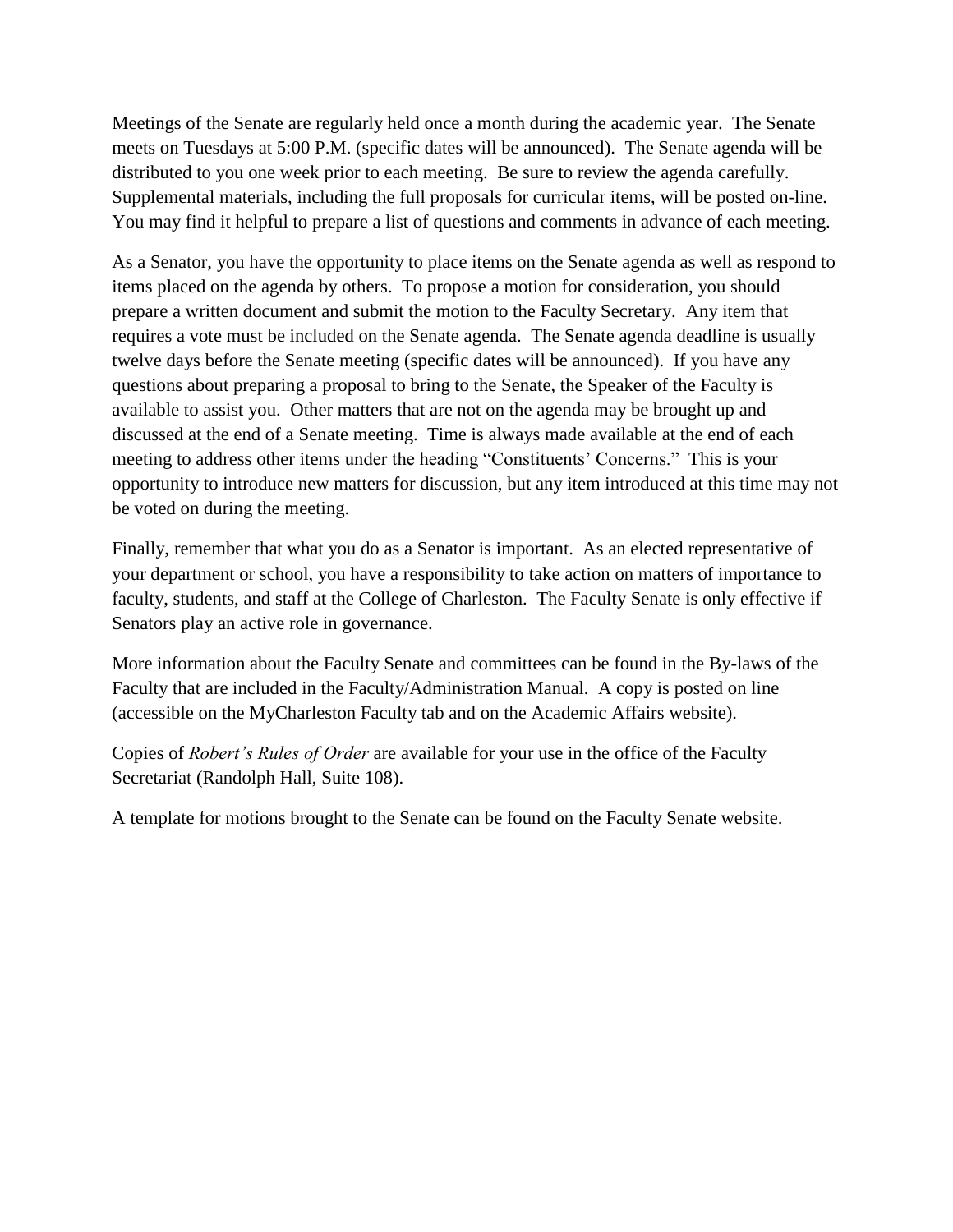Meetings of the Senate are regularly held once a month during the academic year. The Senate meets on Tuesdays at 5:00 P.M. (specific dates will be announced). The Senate agenda will be distributed to you one week prior to each meeting. Be sure to review the agenda carefully. Supplemental materials, including the full proposals for curricular items, will be posted on-line. You may find it helpful to prepare a list of questions and comments in advance of each meeting.

As a Senator, you have the opportunity to place items on the Senate agenda as well as respond to items placed on the agenda by others. To propose a motion for consideration, you should prepare a written document and submit the motion to the Faculty Secretary. Any item that requires a vote must be included on the Senate agenda. The Senate agenda deadline is usually twelve days before the Senate meeting (specific dates will be announced). If you have any questions about preparing a proposal to bring to the Senate, the Speaker of the Faculty is available to assist you. Other matters that are not on the agenda may be brought up and discussed at the end of a Senate meeting. Time is always made available at the end of each meeting to address other items under the heading "Constituents' Concerns." This is your opportunity to introduce new matters for discussion, but any item introduced at this time may not be voted on during the meeting.

Finally, remember that what you do as a Senator is important. As an elected representative of your department or school, you have a responsibility to take action on matters of importance to faculty, students, and staff at the College of Charleston. The Faculty Senate is only effective if Senators play an active role in governance.

More information about the Faculty Senate and committees can be found in the By-laws of the Faculty that are included in the Faculty/Administration Manual. A copy is posted on line (accessible on the MyCharleston Faculty tab and on the Academic Affairs website).

Copies of *Robert's Rules of Order* are available for your use in the office of the Faculty Secretariat (Randolph Hall, Suite 108).

A template for motions brought to the Senate can be found on the Faculty Senate website.